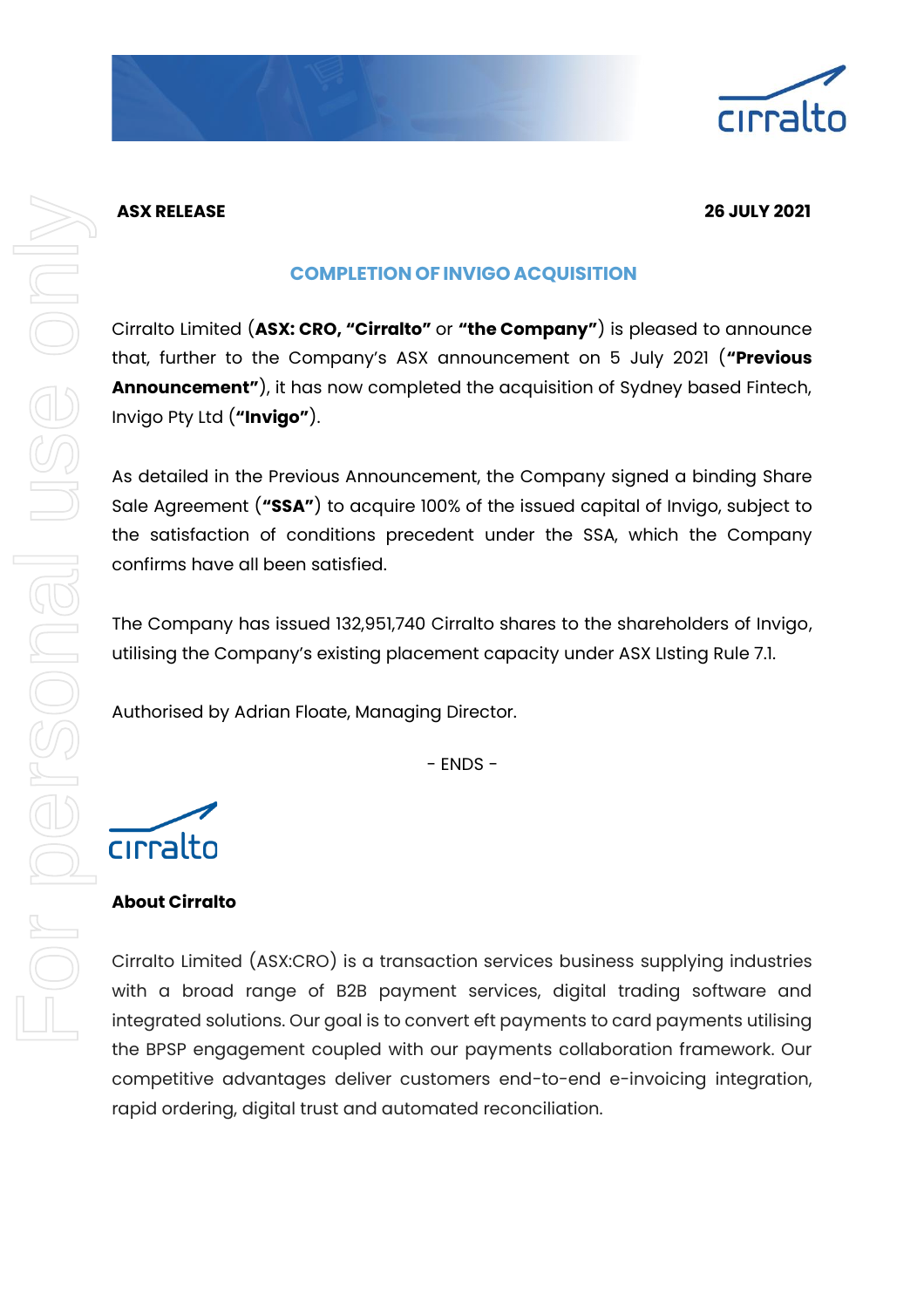**ASX RELEASE** **26 JULY 2021**

## COMPLETION OF INVIGO ACQUISITION

Cirralto Limited (**ASX: CRO, "Cirralto"** or **"the Company"**) is pleased to announce that, further to the Company's ASX announcement on 5 July 2021 (**"Previous Announcement"**), it has now completed the acquisition of Sydney based Fintech, Invigo Pty Ltd (**"Invigo"**).

As detailed in the Previous Announcement, the Company signed a binding Share Sale Agreement (**"SSA"**) to acquire 100% of the issued capital of Invigo, subject to the satisfaction of conditions precedent under the SSA, which the Company confirms have all been satisfied.

The Company has issued 132,951,740 Cirralto shares to the shareholders of Invigo, utilising the Company's existing placement capacity under ASX LIsting Rule 7.1.

Authorised by Adrian Floate, Managing Director.

- ENDS -

**About Cirralto**

Cirralto Limited (ASX:CRO) is a transaction services business supplying industries with a broad range of B2B payment services, digital trading software and integrated solutions. Our goal is to convert eft payments to card payments utilising the BPSP engagement coupled with our payments collaboration framework. Our competitive advantages deliver customers end-to-end e-invoicing integration, rapid ordering, digital trust and automated reconciliation.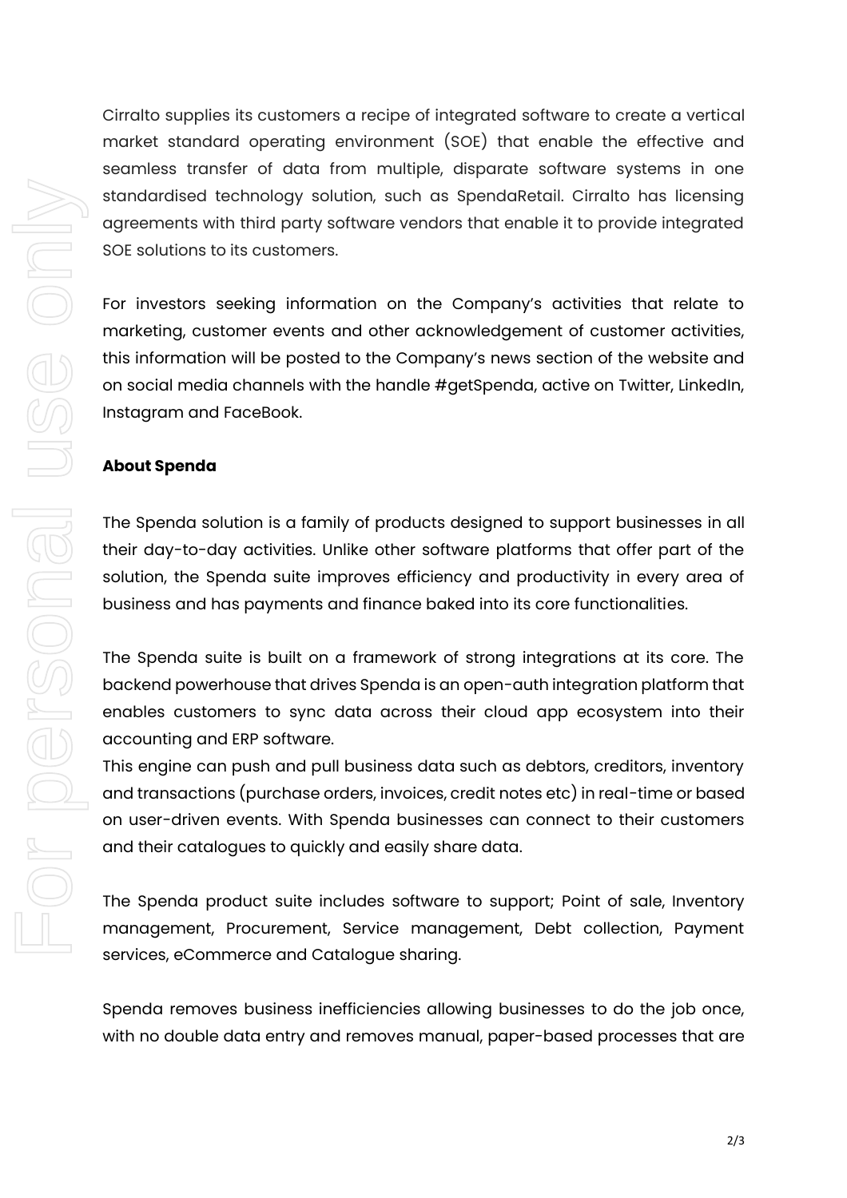Cirralto supplies its customers a recipe of integrated software to create a vertical market standard operating environment (SOE) that enable the effective and seamless transfer of data from multiple, disparate software systems in one standardised technology solution, such as SpendaRetail. Cirralto has licensing agreements with third party software vendors that enable it to provide integrated SOE solutions to its customers.

For investors seeking information on the Company's activities that relate to marketing, customer events and other acknowledgement of customer activities, this information will be posted to the Company's news section of the website and on social media channels with the handle #getSpenda, active on Twitter, LinkedIn, Instagram and FaceBook.

**About Spenda**

The Spenda solution is a family of products designed to support businesses in all their day-to-day activities. Unlike other software platforms that offer part of the solution, the Spenda suite improves efficiency and productivity in every area of business and has payments and finance baked into its core functionalities.

The Spenda suite is built on a framework of strong integrations at its core. The backend powerhouse that drives Spenda is an open-auth integration platform that enables customers to sync data across their cloud app ecosystem into their accounting and ERP software.
This engine can push and pull business data such as debtors, creditors, inventory and transactions (purchase orders, invoices, credit notes etc) in real-time or based on user-driven events. With Spenda businesses can connect to their customers and their catalogues to quickly and easily share data.

The Spenda product suite includes software to support; Point of sale, Inventory management, Procurement, Service management, Debt collection, Payment services, eCommerce and Catalogue sharing.

Spenda removes business inefficiencies allowing businesses to do the job once, with no double data entry and removes manual, paper-based processes that are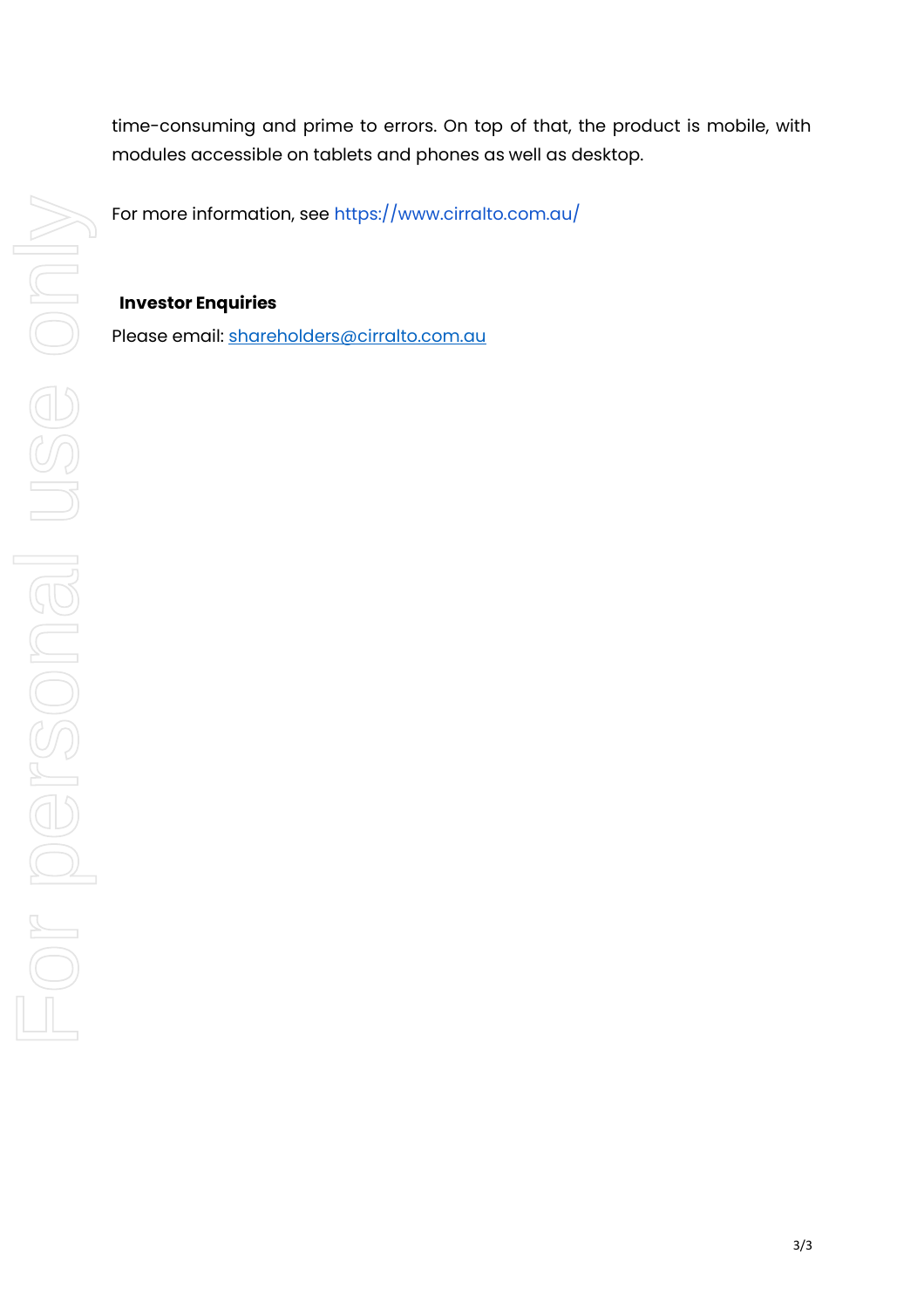time-consuming and prime to errors. On top of that, the product is mobile, with modules accessible on tablets and phones as well as desktop.

For more information, see https://www.cirralto.com.au/

**Investor Enquiries**

Please email: shareholders@cirralto.com.au